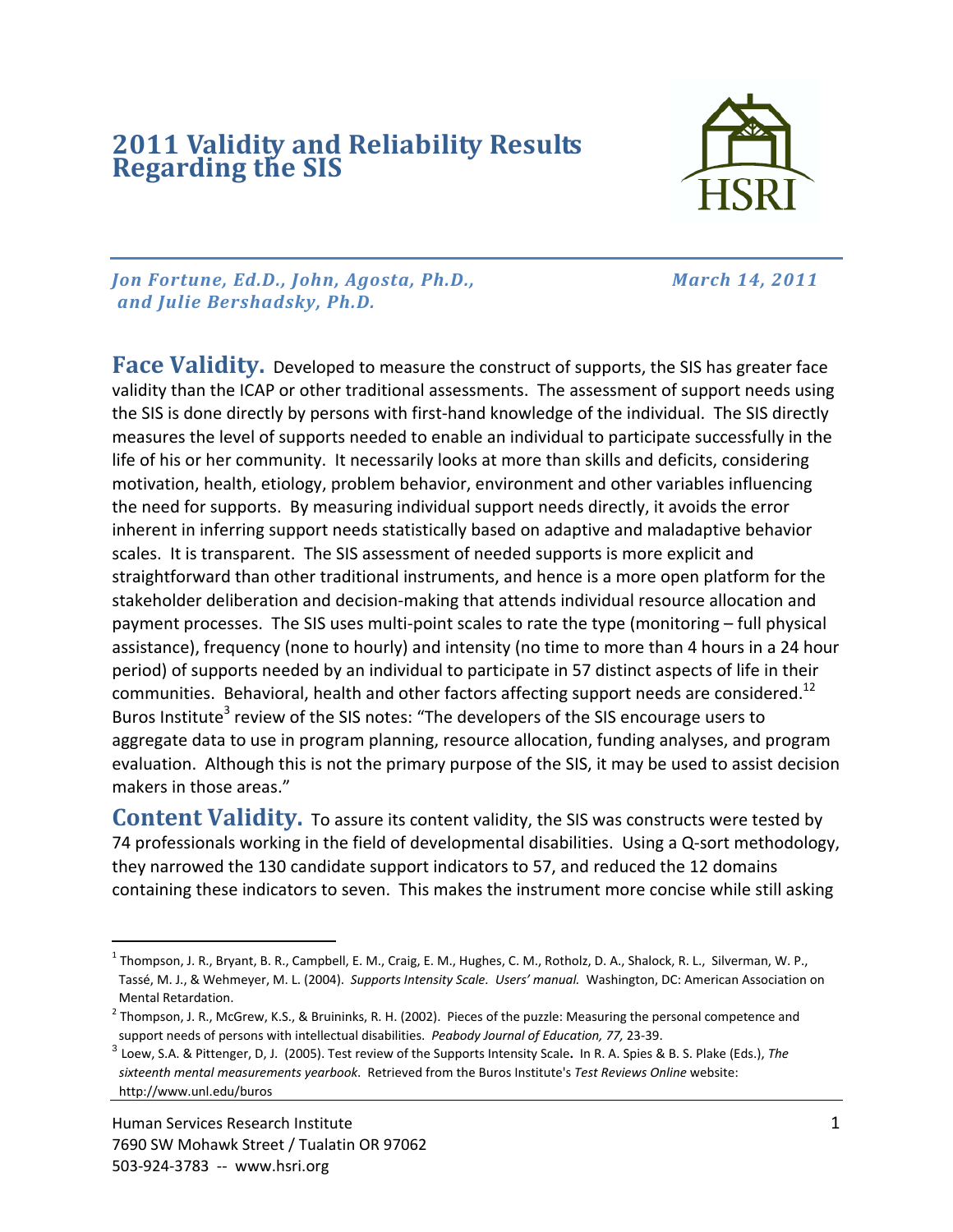# 2011 Validity and Reliability Results Regarding the SIS

*Jon Fortune, Ed.D., John, Agosta, Ph.D., and Julie Bershadsky, Ph.D.*

*March 14, 2011*

## Face Validity.

Developed to measure the construct of supports, the SIS has greater face validity than the ICAP or other traditional assessments. The assessment of support needs using the SIS is done directly by persons with first-hand knowledge of the individual. The SIS directly measures the level of supports needed to enable an individual to participate successfully in the life of his or her community. It necessarily looks at more than skills and deficits, considering motivation, health, etiology, problem behavior, environment and other variables influencing the need for supports. By measuring individual support needs directly, it avoids the error inherent in inferring support needs statistically based on adaptive and maladaptive behavior scales. It is transparent. The SIS assessment of needed supports is more explicit and straightforward than other traditional instruments, and hence is a more open platform for the stakeholder deliberation and decision-making that attends individual resource allocation and payment processes. The SIS uses multi-point scales to rate the type (monitoring – full physical assistance), frequency (none to hourly) and intensity (no time to more than 4 hours in a 24 hour period) of supports needed by an individual to participate in 57 distinct aspects of life in their communities. Behavioral, health and other factors affecting support needs are considered.[1,2] Buros Institute[3] review of the SIS notes: "The developers of the SIS encourage users to aggregate data to use in program planning, resource allocation, funding analyses, and program evaluation. Although this is not the primary purpose of the SIS, it may be used to assist decision makers in those areas."

## Content Validity.

To assure its content validity, the SIS was constructs were tested by 74 professionals working in the field of developmental disabilities. Using a Q-sort methodology, they narrowed the 130 candidate support indicators to 57, and reduced the 12 domains containing these indicators to seven. This makes the instrument more concise while still asking

---

[1] Thompson, J. R., Bryant, B. R., Campbell, E. M., Craig, E. M., Hughes, C. M., Rotholz, D. A., Shalock, R. L., Silverman, W. P., Tassé, M. J., & Wehmeyer, M. L. (2004). *Supports Intensity Scale. Users' manual.* Washington, DC: American Association on Mental Retardation.

[2] Thompson, J. R., McGrew, K.S., & Bruininks, R. H. (2002). Pieces of the puzzle: Measuring the personal competence and support needs of persons with intellectual disabilities. *Peabody Journal of Education, 77,* 23-39.

[3] Loew, S.A. & Pittenger, D, J. (2005). Test review of the Supports Intensity Scale. In R. A. Spies & B. S. Plake (Eds.), *The sixteenth mental measurements yearbook*. Retrieved from the Buros Institute's *Test Reviews Online* website: http://www.unl.edu/buros

Human Services Research Institute
7690 SW Mohawk Street / Tualatin OR 97062
503-924-3783 -- www.hsri.org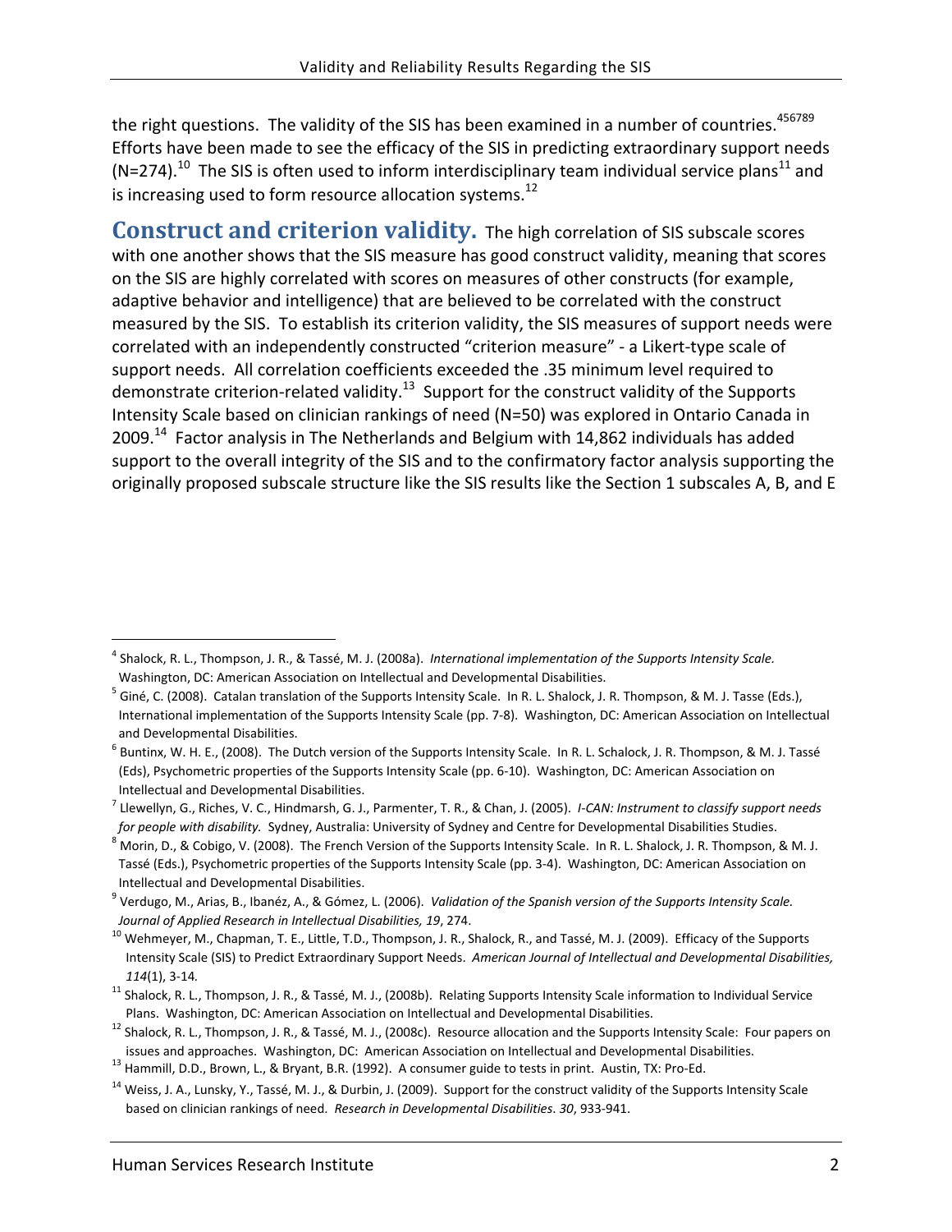the right questions. The validity of the SIS has been examined in a number of countries.[4,5,6,7,8,9] Efforts have been made to see the efficacy of the SIS in predicting extraordinary support needs (N=274).[10] The SIS is often used to inform interdisciplinary team individual service plans[11] and is increasing used to form resource allocation systems.[12]

**Construct and criterion validity.** The high correlation of SIS subscale scores with one another shows that the SIS measure has good construct validity, meaning that scores on the SIS are highly correlated with scores on measures of other constructs (for example, adaptive behavior and intelligence) that are believed to be correlated with the construct measured by the SIS. To establish its criterion validity, the SIS measures of support needs were correlated with an independently constructed "criterion measure" - a Likert-type scale of support needs. All correlation coefficients exceeded the .35 minimum level required to demonstrate criterion-related validity.[13] Support for the construct validity of the Supports Intensity Scale based on clinician rankings of need (N=50) was explored in Ontario Canada in 2009.[14] Factor analysis in The Netherlands and Belgium with 14,862 individuals has added support to the overall integrity of the SIS and to the confirmatory factor analysis supporting the originally proposed subscale structure like the SIS results like the Section 1 subscales A, B, and E

---

[4] Shalock, R. L., Thompson, J. R., & Tassé, M. J. (2008a). *International implementation of the Supports Intensity Scale.* Washington, DC: American Association on Intellectual and Developmental Disabilities.

[5] Giné, C. (2008). Catalan translation of the Supports Intensity Scale. In R. L. Shalock, J. R. Thompson, & M. J. Tasse (Eds.), International implementation of the Supports Intensity Scale (pp. 7-8). Washington, DC: American Association on Intellectual and Developmental Disabilities.

[6] Buntinx, W. H. E., (2008). The Dutch version of the Supports Intensity Scale. In R. L. Schalock, J. R. Thompson, & M. J. Tassé (Eds), Psychometric properties of the Supports Intensity Scale (pp. 6-10). Washington, DC: American Association on Intellectual and Developmental Disabilities.

[7] Llewellyn, G., Riches, V. C., Hindmarsh, G. J., Parmenter, T. R., & Chan, J. (2005). *I-CAN: Instrument to classify support needs for people with disability.* Sydney, Australia: University of Sydney and Centre for Developmental Disabilities Studies.

[8] Morin, D., & Cobigo, V. (2008). The French Version of the Supports Intensity Scale. In R. L. Shalock, J. R. Thompson, & M. J. Tassé (Eds.), Psychometric properties of the Supports Intensity Scale (pp. 3-4). Washington, DC: American Association on Intellectual and Developmental Disabilities.

[9] Verdugo, M., Arias, B., Ibanéz, A., & Gómez, L. (2006). *Validation of the Spanish version of the Supports Intensity Scale. Journal of Applied Research in Intellectual Disabilities, 19*, 274.

[10] Wehmeyer, M., Chapman, T. E., Little, T.D., Thompson, J. R., Shalock, R., and Tassé, M. J. (2009). Efficacy of the Supports Intensity Scale (SIS) to Predict Extraordinary Support Needs. *American Journal of Intellectual and Developmental Disabilities, 114*(1), 3-14.

[11] Shalock, R. L., Thompson, J. R., & Tassé, M. J., (2008b). Relating Supports Intensity Scale information to Individual Service Plans. Washington, DC: American Association on Intellectual and Developmental Disabilities.

[12] Shalock, R. L., Thompson, J. R., & Tassé, M. J., (2008c). Resource allocation and the Supports Intensity Scale: Four papers on issues and approaches. Washington, DC: American Association on Intellectual and Developmental Disabilities.

[13] Hammill, D.D., Brown, L., & Bryant, B.R. (1992). A consumer guide to tests in print. Austin, TX: Pro-Ed.

[14] Weiss, J. A., Lunsky, Y., Tassé, M. J., & Durbin, J. (2009). Support for the construct validity of the Supports Intensity Scale based on clinician rankings of need. *Research in Developmental Disabilities*. *30*, 933-941.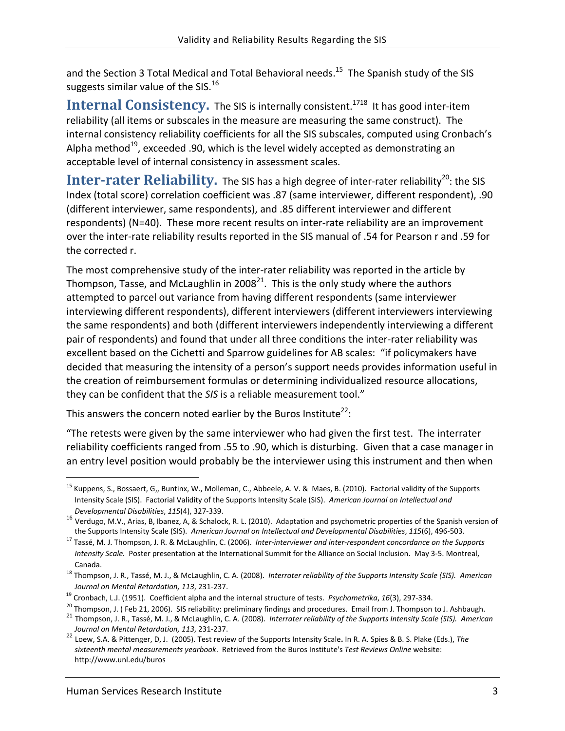and the Section 3 Total Medical and Total Behavioral needs.[15] The Spanish study of the SIS suggests similar value of the SIS.[16]

**Internal Consistency.** The SIS is internally consistent.[17][18] It has good inter-item reliability (all items or subscales in the measure are measuring the same construct). The internal consistency reliability coefficients for all the SIS subscales, computed using Cronbach's Alpha method[19], exceeded .90, which is the level widely accepted as demonstrating an acceptable level of internal consistency in assessment scales.

**Inter-rater Reliability.** The SIS has a high degree of inter-rater reliability[20]: the SIS Index (total score) correlation coefficient was .87 (same interviewer, different respondent), .90 (different interviewer, same respondents), and .85 different interviewer and different respondents) (N=40). These more recent results on inter-rate reliability are an improvement over the inter-rate reliability results reported in the SIS manual of .54 for Pearson r and .59 for the corrected r.

The most comprehensive study of the inter-rater reliability was reported in the article by Thompson, Tasse, and McLaughlin in 2008[21]. This is the only study where the authors attempted to parcel out variance from having different respondents (same interviewer interviewing different respondents), different interviewers (different interviewers interviewing the same respondents) and both (different interviewers independently interviewing a different pair of respondents) and found that under all three conditions the inter-rater reliability was excellent based on the Cichetti and Sparrow guidelines for AB scales: "if policymakers have decided that measuring the intensity of a person's support needs provides information useful in the creation of reimbursement formulas or determining individualized resource allocations, they can be confident that the *SIS* is a reliable measurement tool."

This answers the concern noted earlier by the Buros Institute[22]:

"The retests were given by the same interviewer who had given the first test. The interrater reliability coefficients ranged from .55 to .90, which is disturbing. Given that a case manager in an entry level position would probably be the interviewer using this instrument and then when

---

[15] Kuppens, S., Bossaert, G,, Buntinx, W., Molleman, C., Abbeele, A. V. & Maes, B. (2010). Factorial validity of the Supports Intensity Scale (SIS). Factorial Validity of the Supports Intensity Scale (SIS). *American Journal on Intellectual and Developmental Disabilities*, *115*(4), 327-339.

[16] Verdugo, M.V., Arias, B, Ibanez, A, & Schalock, R. L. (2010). Adaptation and psychometric properties of the Spanish version of the Supports Intensity Scale (SIS). *American Journal on Intellectual and Developmental Disabilities*, *115*(6), 496-503.

[17] Tassé, M. J. Thompson, J. R. & McLaughlin, C. (2006). *Inter-interviewer and inter-respondent concordance on the Supports Intensity Scale.* Poster presentation at the International Summit for the Alliance on Social Inclusion. May 3-5. Montreal, Canada.

[18] Thompson, J. R., Tassé, M. J., & McLaughlin, C. A. (2008). *Interrater reliability of the Supports Intensity Scale (SIS). American Journal on Mental Retardation, 113*, 231-237.

[19] Cronbach, L.J. (1951). Coefficient alpha and the internal structure of tests. *Psychometrika*, *16*(3), 297-334.

[20] Thompson, J. ( Feb 21, 2006). SIS reliability: preliminary findings and procedures. Email from J. Thompson to J. Ashbaugh.

[21] Thompson, J. R., Tassé, M. J., & McLaughlin, C. A. (2008). *Interrater reliability of the Supports Intensity Scale (SIS). American Journal on Mental Retardation, 113*, 231-237.

[22] Loew, S.A. & Pittenger, D, J. (2005). Test review of the Supports Intensity Scale**.** In R. A. Spies & B. S. Plake (Eds.), *The sixteenth mental measurements yearbook*. Retrieved from the Buros Institute's *Test Reviews Online* website: http://www.unl.edu/buros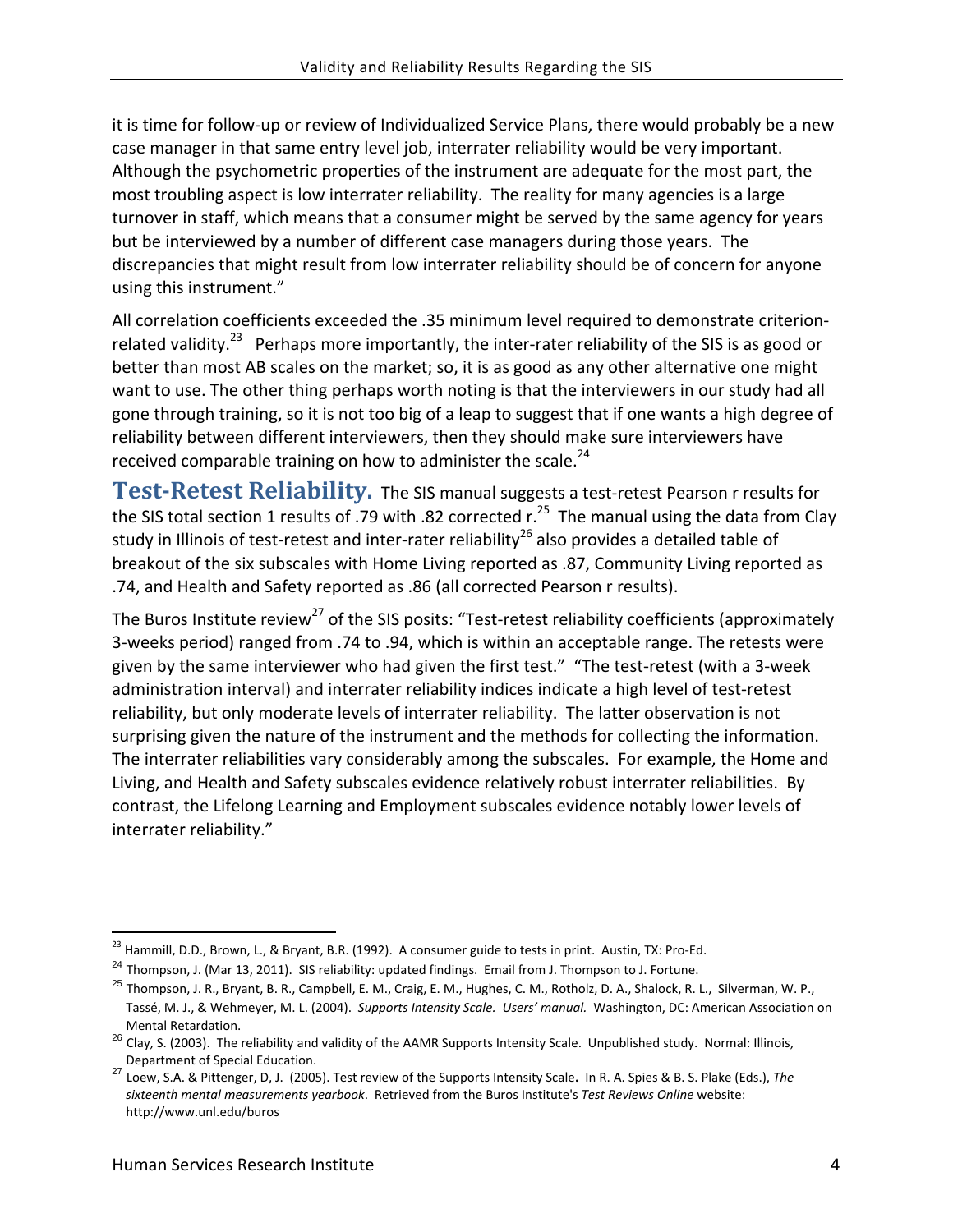it is time for follow-up or review of Individualized Service Plans, there would probably be a new case manager in that same entry level job, interrater reliability would be very important. Although the psychometric properties of the instrument are adequate for the most part, the most troubling aspect is low interrater reliability. The reality for many agencies is a large turnover in staff, which means that a consumer might be served by the same agency for years but be interviewed by a number of different case managers during those years. The discrepancies that might result from low interrater reliability should be of concern for anyone using this instrument."

All correlation coefficients exceeded the .35 minimum level required to demonstrate criterion-related validity.[23] Perhaps more importantly, the inter-rater reliability of the SIS is as good or better than most AB scales on the market; so, it is as good as any other alternative one might want to use. The other thing perhaps worth noting is that the interviewers in our study had all gone through training, so it is not too big of a leap to suggest that if one wants a high degree of reliability between different interviewers, then they should make sure interviewers have received comparable training on how to administer the scale.[24]

**Test-Retest Reliability.** The SIS manual suggests a test-retest Pearson r results for the SIS total section 1 results of .79 with .82 corrected r.[25] The manual using the data from Clay study in Illinois of test-retest and inter-rater reliability[26] also provides a detailed table of breakout of the six subscales with Home Living reported as .87, Community Living reported as .74, and Health and Safety reported as .86 (all corrected Pearson r results).

The Buros Institute review[27] of the SIS posits: "Test-retest reliability coefficients (approximately 3-weeks period) ranged from .74 to .94, which is within an acceptable range. The retests were given by the same interviewer who had given the first test." "The test-retest (with a 3-week administration interval) and interrater reliability indices indicate a high level of test-retest reliability, but only moderate levels of interrater reliability. The latter observation is not surprising given the nature of the instrument and the methods for collecting the information. The interrater reliabilities vary considerably among the subscales. For example, the Home and Living, and Health and Safety subscales evidence relatively robust interrater reliabilities. By contrast, the Lifelong Learning and Employment subscales evidence notably lower levels of interrater reliability."

---

[23] Hammill, D.D., Brown, L., & Bryant, B.R. (1992). A consumer guide to tests in print. Austin, TX: Pro-Ed.

[24] Thompson, J. (Mar 13, 2011). SIS reliability: updated findings. Email from J. Thompson to J. Fortune.

[25] Thompson, J. R., Bryant, B. R., Campbell, E. M., Craig, E. M., Hughes, C. M., Rotholz, D. A., Shalock, R. L., Silverman, W. P., Tassé, M. J., & Wehmeyer, M. L. (2004). *Supports Intensity Scale. Users' manual.* Washington, DC: American Association on Mental Retardation.

[26] Clay, S. (2003). The reliability and validity of the AAMR Supports Intensity Scale. Unpublished study. Normal: Illinois, Department of Special Education.

[27] Loew, S.A. & Pittenger, D, J. (2005). Test review of the Supports Intensity Scale. In R. A. Spies & B. S. Plake (Eds.), *The sixteenth mental measurements yearbook*. Retrieved from the Buros Institute's *Test Reviews Online* website: http://www.unl.edu/buros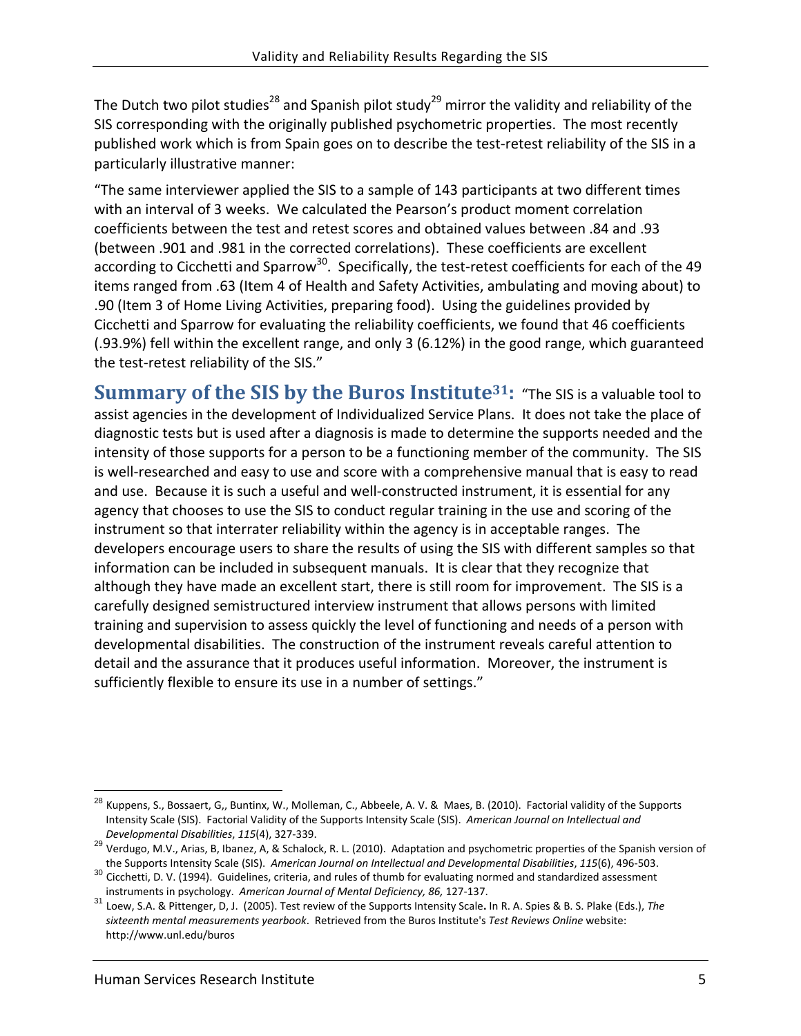The Dutch two pilot studies[28] and Spanish pilot study[29] mirror the validity and reliability of the SIS corresponding with the originally published psychometric properties. The most recently published work which is from Spain goes on to describe the test-retest reliability of the SIS in a particularly illustrative manner:

"The same interviewer applied the SIS to a sample of 143 participants at two different times with an interval of 3 weeks. We calculated the Pearson's product moment correlation coefficients between the test and retest scores and obtained values between .84 and .93 (between .901 and .981 in the corrected correlations). These coefficients are excellent according to Cicchetti and Sparrow[30]. Specifically, the test-retest coefficients for each of the 49 items ranged from .63 (Item 4 of Health and Safety Activities, ambulating and moving about) to .90 (Item 3 of Home Living Activities, preparing food). Using the guidelines provided by Cicchetti and Sparrow for evaluating the reliability coefficients, we found that 46 coefficients (.93.9%) fell within the excellent range, and only 3 (6.12%) in the good range, which guaranteed the test-retest reliability of the SIS."

**Summary of the SIS by the Buros Institute[31]:** "The SIS is a valuable tool to assist agencies in the development of Individualized Service Plans. It does not take the place of diagnostic tests but is used after a diagnosis is made to determine the supports needed and the intensity of those supports for a person to be a functioning member of the community. The SIS is well-researched and easy to use and score with a comprehensive manual that is easy to read and use. Because it is such a useful and well-constructed instrument, it is essential for any agency that chooses to use the SIS to conduct regular training in the use and scoring of the instrument so that interrater reliability within the agency is in acceptable ranges. The developers encourage users to share the results of using the SIS with different samples so that information can be included in subsequent manuals. It is clear that they recognize that although they have made an excellent start, there is still room for improvement. The SIS is a carefully designed semistructured interview instrument that allows persons with limited training and supervision to assess quickly the level of functioning and needs of a person with developmental disabilities. The construction of the instrument reveals careful attention to detail and the assurance that it produces useful information. Moreover, the instrument is sufficiently flexible to ensure its use in a number of settings."

---

[28] Kuppens, S., Bossaert, G,, Buntinx, W., Molleman, C., Abbeele, A. V. & Maes, B. (2010). Factorial validity of the Supports Intensity Scale (SIS). Factorial Validity of the Supports Intensity Scale (SIS). *American Journal on Intellectual and Developmental Disabilities*, *115*(4), 327-339.

[29] Verdugo, M.V., Arias, B, Ibanez, A, & Schalock, R. L. (2010). Adaptation and psychometric properties of the Spanish version of the Supports Intensity Scale (SIS). *American Journal on Intellectual and Developmental Disabilities*, *115*(6), 496-503.

[30] Cicchetti, D. V. (1994). Guidelines, criteria, and rules of thumb for evaluating normed and standardized assessment instruments in psychology. *American Journal of Mental Deficiency, 86,* 127-137.

[31] Loew, S.A. & Pittenger, D, J. (2005). Test review of the Supports Intensity Scale**.** In R. A. Spies & B. S. Plake (Eds.), *The sixteenth mental measurements yearbook*. Retrieved from the Buros Institute's *Test Reviews Online* website: http://www.unl.edu/buros